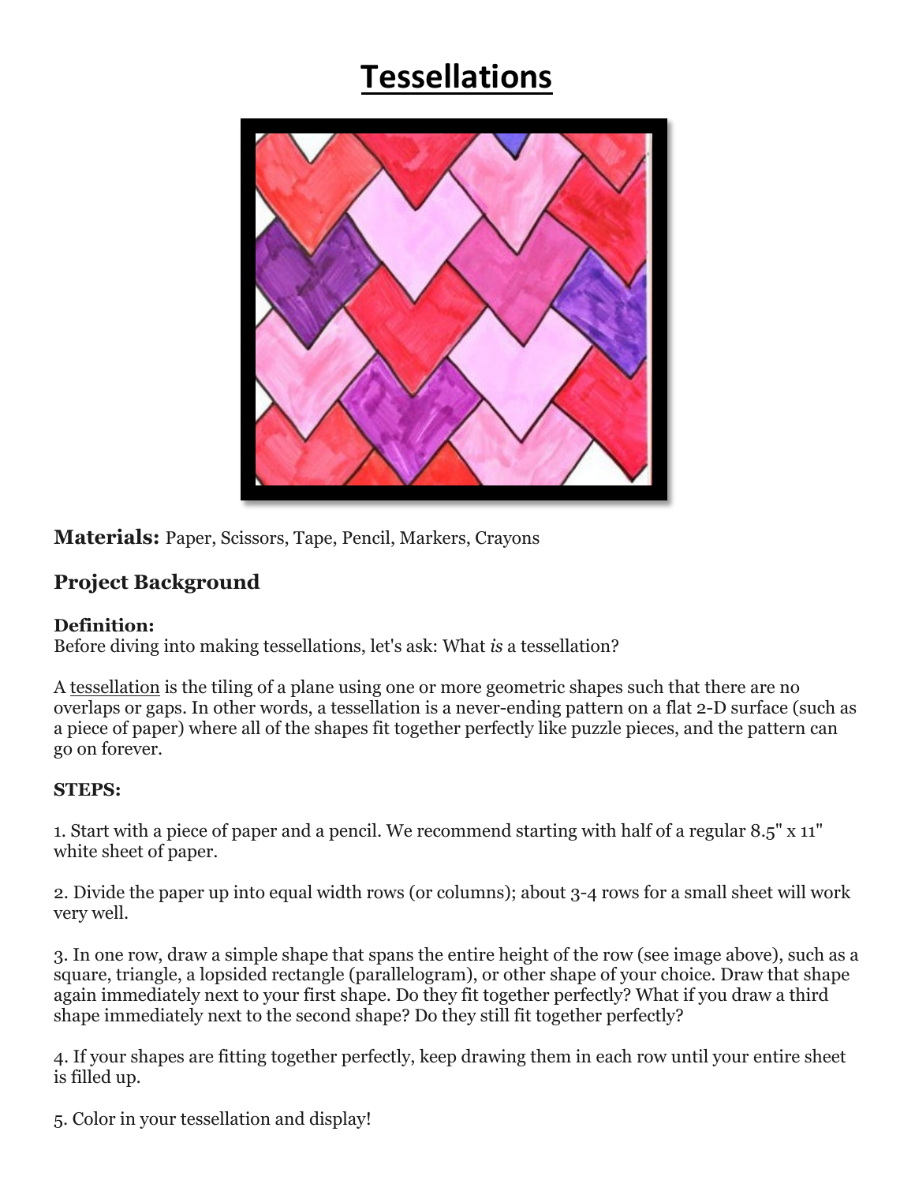# Tessellations

**Materials:** Paper, Scissors, Tape, Pencil, Markers, Crayons

## Project Background

**Definition:**
Before diving into making tessellations, let's ask: What *is* a tessellation?

A tessellation is the tiling of a plane using one or more geometric shapes such that there are no overlaps or gaps. In other words, a tessellation is a never-ending pattern on a flat 2-D surface (such as a piece of paper) where all of the shapes fit together perfectly like puzzle pieces, and the pattern can go on forever.

**STEPS:**

1. Start with a piece of paper and a pencil. We recommend starting with half of a regular 8.5" x 11" white sheet of paper.

2. Divide the paper up into equal width rows (or columns); about 3-4 rows for a small sheet will work very well.

3. In one row, draw a simple shape that spans the entire height of the row (see image above), such as a square, triangle, a lopsided rectangle (parallelogram), or other shape of your choice. Draw that shape again immediately next to your first shape. Do they fit together perfectly? What if you draw a third shape immediately next to the second shape? Do they still fit together perfectly?

4. If your shapes are fitting together perfectly, keep drawing them in each row until your entire sheet is filled up.

5. Color in your tessellation and display!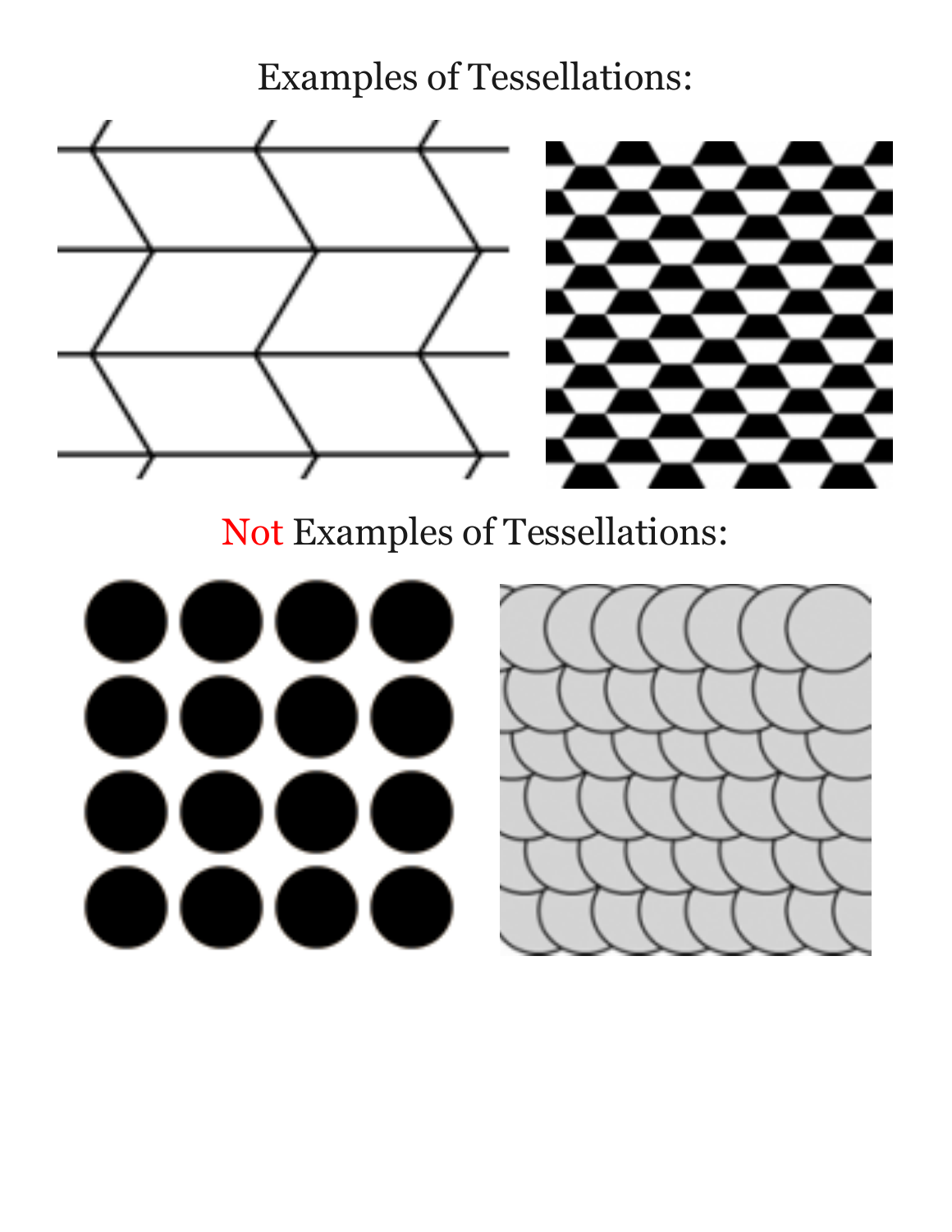Examples of Tessellations:

Not Examples of Tessellations: